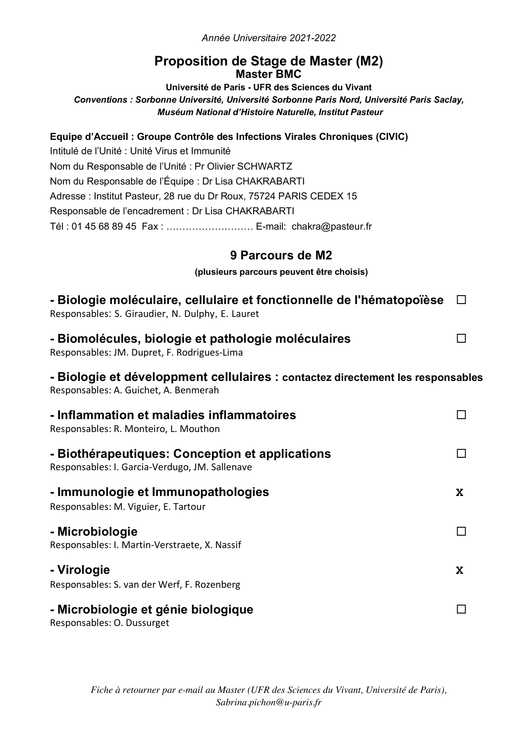*Année Universitaire 2021-2022*

# Proposition de Stage de Master (M2)

## Master BMC

**Université de Paris - UFR des Sciences du Vivant**

***Conventions : Sorbonne Université, Université Sorbonne Paris Nord, Université Paris Saclay, Muséum National d'Histoire Naturelle, Institut Pasteur***

**Equipe d'Accueil : Groupe Contrôle des Infections Virales Chroniques (CIVIC)**
Intitulé de l'Unité : Unité Virus et Immunité
Nom du Responsable de l'Unité : Pr Olivier SCHWARTZ
Nom du Responsable de l'Équipe : Dr Lisa CHAKRABARTI
Adresse : Institut Pasteur, 28 rue du Dr Roux, 75724 PARIS CEDEX 15
Responsable de l'encadrement : Dr Lisa CHAKRABARTI
Tél : 01 45 68 89 45 Fax : ……………………… E-mail: chakra@pasteur.fr

## 9 Parcours de M2

**(plusieurs parcours peuvent être choisis)**

**- Biologie moléculaire, cellulaire et fonctionnelle de l'hématopoïèse** ☐
Responsables: S. Giraudier, N. Dulphy, E. Lauret

**- Biomolécules, biologie et pathologie moléculaires** ☐
Responsables: JM. Dupret, F. Rodrigues-Lima

**- Biologie et développment cellulaires : contactez directement les responsables**
Responsables: A. Guichet, A. Benmerah

**- Inflammation et maladies inflammatoires** ☐
Responsables: R. Monteiro, L. Mouthon

**- Biothérapeutiques: Conception et applications** ☐
Responsables: I. Garcia-Verdugo, JM. Sallenave

**- Immunologie et Immunopathologies** X
Responsables: M. Viguier, E. Tartour

**- Microbiologie** ☐
Responsables: I. Martin-Verstraete, X. Nassif

**- Virologie** X
Responsables: S. van der Werf, F. Rozenberg

**- Microbiologie et génie biologique** ☐
Responsables: O. Dussurget

*Fiche à retourner par e-mail au Master (UFR des Sciences du Vivant, Université de Paris), Sabrina.pichon@u-paris.fr*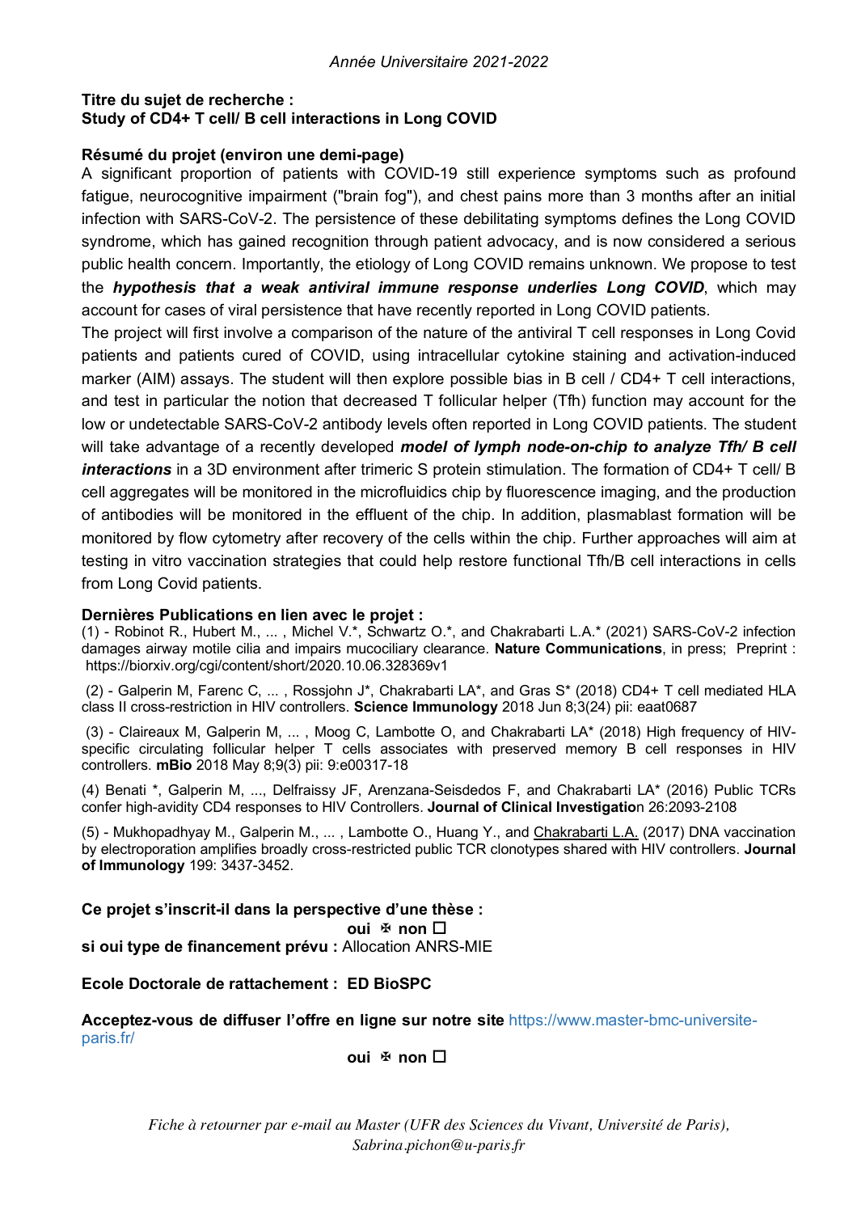*Année Universitaire 2021-2022*

**Titre du sujet de recherche :**
**Study of CD4+ T cell/ B cell interactions in Long COVID**

**Résumé du projet (environ une demi-page)**

A significant proportion of patients with COVID-19 still experience symptoms such as profound fatigue, neurocognitive impairment ("brain fog"), and chest pains more than 3 months after an initial infection with SARS-CoV-2. The persistence of these debilitating symptoms defines the Long COVID syndrome, which has gained recognition through patient advocacy, and is now considered a serious public health concern. Importantly, the etiology of Long COVID remains unknown. We propose to test the ***hypothesis that a weak antiviral immune response underlies Long COVID***, which may account for cases of viral persistence that have recently reported in Long COVID patients.

The project will first involve a comparison of the nature of the antiviral T cell responses in Long Covid patients and patients cured of COVID, using intracellular cytokine staining and activation-induced marker (AIM) assays. The student will then explore possible bias in B cell / CD4+ T cell interactions, and test in particular the notion that decreased T follicular helper (Tfh) function may account for the low or undetectable SARS-CoV-2 antibody levels often reported in Long COVID patients. The student will take advantage of a recently developed ***model of lymph node-on-chip to analyze Tfh/ B cell interactions*** in a 3D environment after trimeric S protein stimulation. The formation of CD4+ T cell/ B cell aggregates will be monitored in the microfluidics chip by fluorescence imaging, and the production of antibodies will be monitored in the effluent of the chip. In addition, plasmablast formation will be monitored by flow cytometry after recovery of the cells within the chip. Further approaches will aim at testing in vitro vaccination strategies that could help restore functional Tfh/B cell interactions in cells from Long Covid patients.

**Dernières Publications en lien avec le projet :**

(1) - Robinot R., Hubert M., ... , Michel V.*, Schwartz O.*, and Chakrabarti L.A.* (2021) SARS-CoV-2 infection damages airway motile cilia and impairs mucociliary clearance. **Nature Communications**, in press; Preprint : https://biorxiv.org/cgi/content/short/2020.10.06.328369v1

(2) - Galperin M, Farenc C, ... , Rossjohn J*, Chakrabarti LA*, and Gras S* (2018) CD4+ T cell mediated HLA class II cross-restriction in HIV controllers. **Science Immunology** 2018 Jun 8;3(24) pii: eaat0687

(3) - Claireaux M, Galperin M, ... , Moog C, Lambotte O, and Chakrabarti LA* (2018) High frequency of HIV-specific circulating follicular helper T cells associates with preserved memory B cell responses in HIV controllers. **mBio** 2018 May 8;9(3) pii: 9:e00317-18

(4) Benati *, Galperin M, ..., Delfraissy JF, Arenzana-Seisdedos F, and Chakrabarti LA* (2016) Public TCRs confer high-avidity CD4 responses to HIV Controllers. **Journal of Clinical Investigatio**n 26:2093-2108

(5) - Mukhopadhyay M., Galperin M., ... , Lambotte O., Huang Y., and Chakrabarti L.A. (2017) DNA vaccination by electroporation amplifies broadly cross-restricted public TCR clonotypes shared with HIV controllers. **Journal of Immunology** 199: 3437-3452.

**Ce projet s'inscrit-il dans la perspective d'une thèse :**
**oui** ☒ **non** ☐
**si oui type de financement prévu :** Allocation ANRS-MIE

**Ecole Doctorale de rattachement : ED BioSPC**

**Acceptez-vous de diffuser l'offre en ligne sur notre site** https://www.master-bmc-universite-paris.fr/

**oui** ☒ **non** ☐

*Fiche à retourner par e-mail au Master (UFR des Sciences du Vivant, Université de Paris), Sabrina.pichon@u-paris.fr*